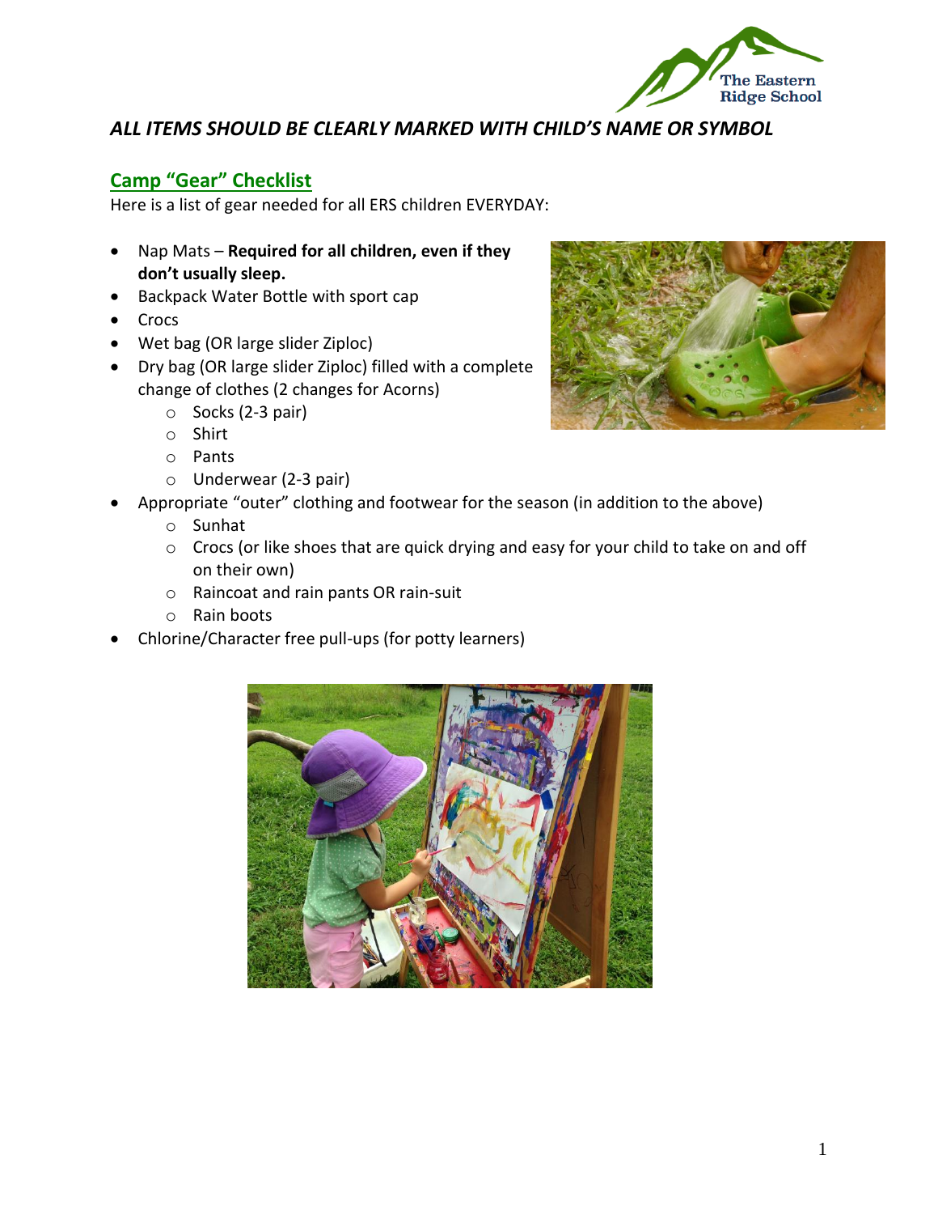*ALL ITEMS SHOULD BE CLEARLY MARKED WITH CHILD'S NAME OR SYMBOL*

## Camp "Gear" Checklist

Here is a list of gear needed for all ERS children EVERYDAY:

- Nap Mats – **Required for all children, even if they don't usually sleep.**
- Backpack Water Bottle with sport cap
- Crocs
- Wet bag (OR large slider Ziploc)
- Dry bag (OR large slider Ziploc) filled with a complete change of clothes (2 changes for Acorns)
  - Socks (2-3 pair)
  - Shirt
  - Pants
  - Underwear (2-3 pair)
- Appropriate "outer" clothing and footwear for the season (in addition to the above)
  - Sunhat
  - Crocs (or like shoes that are quick drying and easy for your child to take on and off on their own)
  - Raincoat and rain pants OR rain-suit
  - Rain boots
- Chlorine/Character free pull-ups (for potty learners)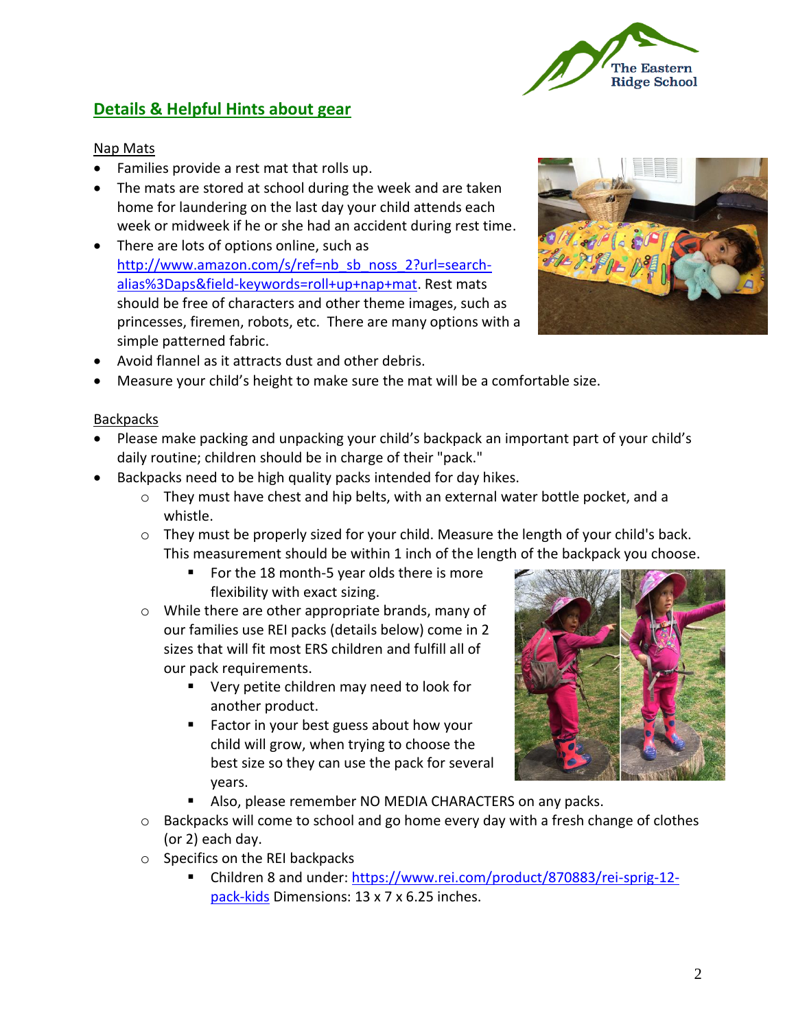## Details & Helpful Hints about gear

Nap Mats

- Families provide a rest mat that rolls up.
- The mats are stored at school during the week and are taken home for laundering on the last day your child attends each week or midweek if he or she had an accident during rest time.
- There are lots of options online, such as http://www.amazon.com/s/ref=nb_sb_noss_2?url=search-alias%3Daps&field-keywords=roll+up+nap+mat. Rest mats should be free of characters and other theme images, such as princesses, firemen, robots, etc. There are many options with a simple patterned fabric.
- Avoid flannel as it attracts dust and other debris.
- Measure your child's height to make sure the mat will be a comfortable size.

Backpacks

- Please make packing and unpacking your child's backpack an important part of your child's daily routine; children should be in charge of their "pack."
- Backpacks need to be high quality packs intended for day hikes.
    - They must have chest and hip belts, with an external water bottle pocket, and a whistle.
    - They must be properly sized for your child. Measure the length of your child's back. This measurement should be within 1 inch of the length of the backpack you choose.
        - For the 18 month-5 year olds there is more flexibility with exact sizing.
    - While there are other appropriate brands, many of our families use REI packs (details below) come in 2 sizes that will fit most ERS children and fulfill all of our pack requirements.
        - Very petite children may need to look for another product.
        - Factor in your best guess about how your child will grow, when trying to choose the best size so they can use the pack for several years.
        - Also, please remember NO MEDIA CHARACTERS on any packs.
    - Backpacks will come to school and go home every day with a fresh change of clothes (or 2) each day.
    - Specifics on the REI backpacks
        - Children 8 and under: https://www.rei.com/product/870883/rei-sprig-12-pack-kids Dimensions: 13 x 7 x 6.25 inches.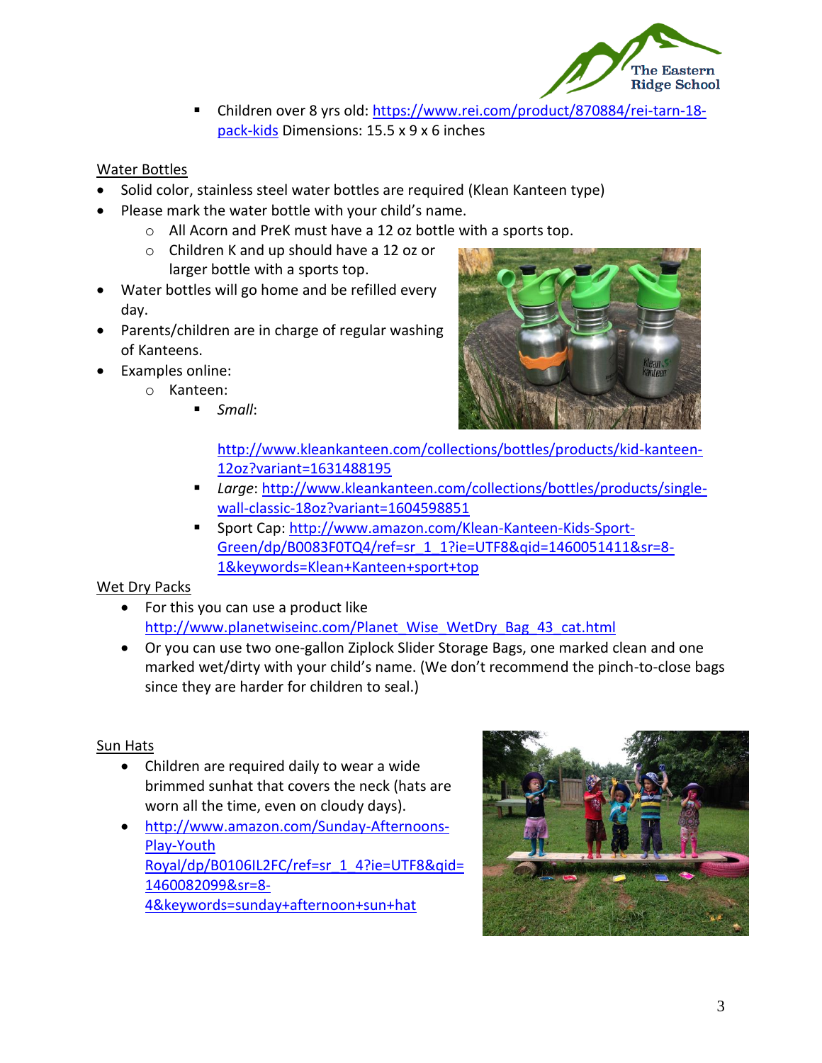- Children over 8 yrs old: https://www.rei.com/product/870884/rei-tarn-18-pack-kids Dimensions: 15.5 x 9 x 6 inches

Water Bottles

- Solid color, stainless steel water bottles are required (Klean Kanteen type)
- Please mark the water bottle with your child's name.
  - All Acorn and PreK must have a 12 oz bottle with a sports top.
  - Children K and up should have a 12 oz or larger bottle with a sports top.
- Water bottles will go home and be refilled every day.
- Parents/children are in charge of regular washing of Kanteens.
- Examples online:
  - Kanteen:
    - *Small*: http://www.kleankanteen.com/collections/bottles/products/kid-kanteen-12oz?variant=1631488195
    - *Large*: http://www.kleankanteen.com/collections/bottles/products/single-wall-classic-18oz?variant=1604598851
    - Sport Cap: http://www.amazon.com/Klean-Kanteen-Kids-Sport-Green/dp/B0083F0TQ4/ref=sr_1_1?ie=UTF8&qid=1460051411&sr=8-1&keywords=Klean+Kanteen+sport+top

Wet Dry Packs

- For this you can use a product like http://www.planetwiseinc.com/Planet_Wise_WetDry_Bag_43_cat.html
- Or you can use two one-gallon Ziplock Slider Storage Bags, one marked clean and one marked wet/dirty with your child's name. (We don't recommend the pinch-to-close bags since they are harder for children to seal.)

Sun Hats

- Children are required daily to wear a wide brimmed sunhat that covers the neck (hats are worn all the time, even on cloudy days).
- http://www.amazon.com/Sunday-Afternoons-Play-Youth Royal/dp/B0106IL2FC/ref=sr_1_4?ie=UTF8&qid=1460082099&sr=8-4&keywords=sunday+afternoon+sun+hat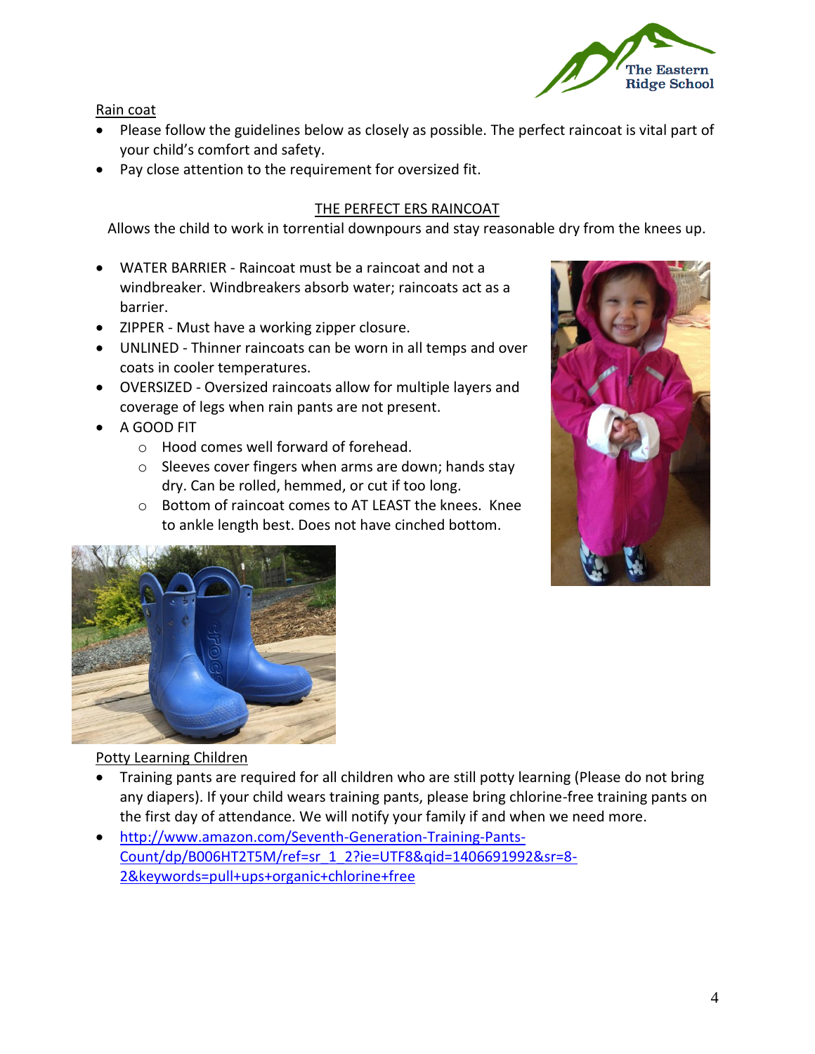Rain coat

- Please follow the guidelines below as closely as possible. The perfect raincoat is vital part of your child's comfort and safety.
- Pay close attention to the requirement for oversized fit.

THE PERFECT ERS RAINCOAT

Allows the child to work in torrential downpours and stay reasonable dry from the knees up.

- WATER BARRIER - Raincoat must be a raincoat and not a windbreaker. Windbreakers absorb water; raincoats act as a barrier.
- ZIPPER - Must have a working zipper closure.
- UNLINED - Thinner raincoats can be worn in all temps and over coats in cooler temperatures.
- OVERSIZED - Oversized raincoats allow for multiple layers and coverage of legs when rain pants are not present.
- A GOOD FIT
  - Hood comes well forward of forehead.
  - Sleeves cover fingers when arms are down; hands stay dry. Can be rolled, hemmed, or cut if too long.
  - Bottom of raincoat comes to AT LEAST the knees. Knee to ankle length best. Does not have cinched bottom.

Potty Learning Children

- Training pants are required for all children who are still potty learning (Please do not bring any diapers). If your child wears training pants, please bring chlorine-free training pants on the first day of attendance. We will notify your family if and when we need more.
- http://www.amazon.com/Seventh-Generation-Training-Pants-Count/dp/B006HT2T5M/ref=sr_1_2?ie=UTF8&qid=1406691992&sr=8-2&keywords=pull+ups+organic+chlorine+free